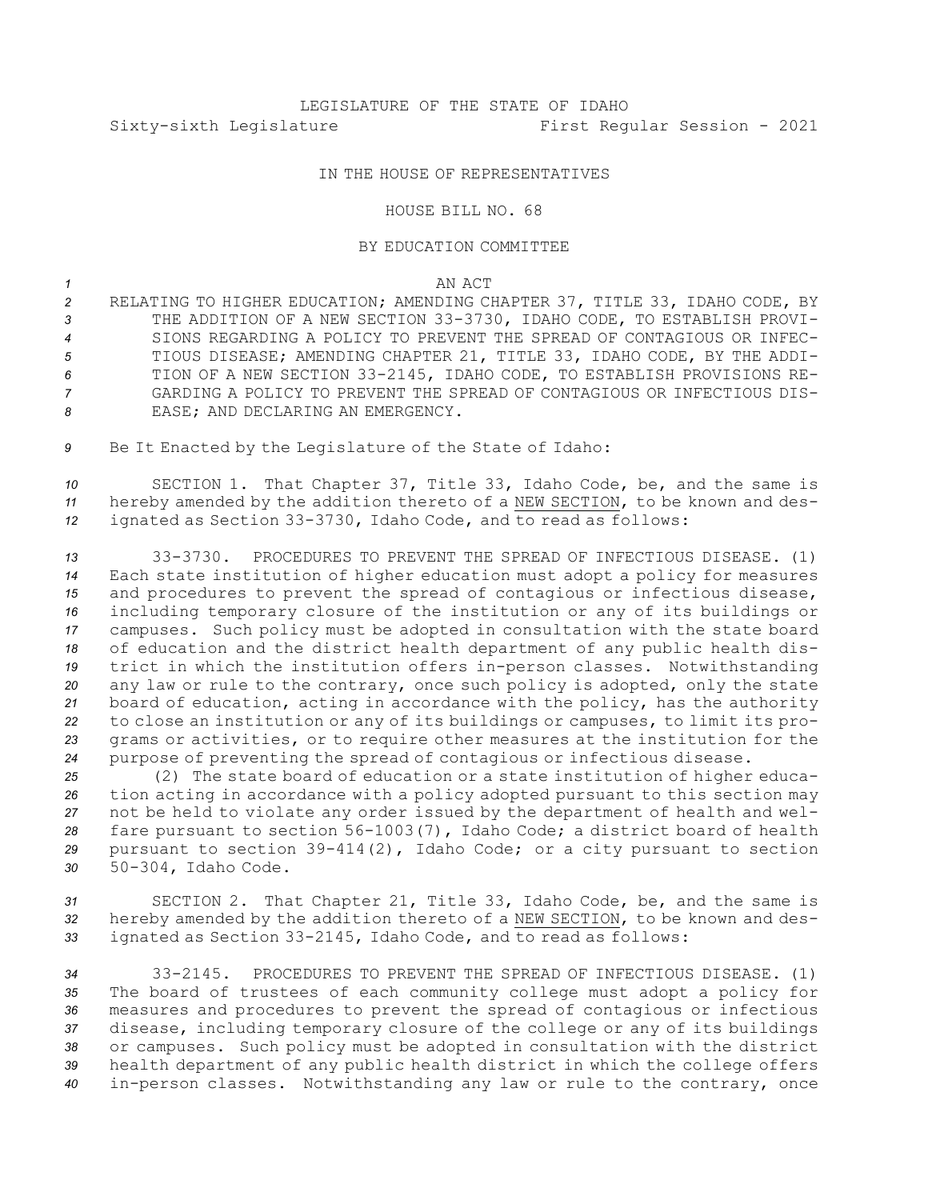LEGISLATURE OF THE STATE OF IDAHO

Sixty-sixth Legislature First Regular Session - 2021

IN THE HOUSE OF REPRESENTATIVES

HOUSE BILL NO. 68

BY EDUCATION COMMITTEE

AN ACT

RELATING TO HIGHER EDUCATION; AMENDING CHAPTER 37, TITLE 33, IDAHO CODE, BY THE ADDITION OF A NEW SECTION 33-3730, IDAHO CODE, TO ESTABLISH PROVISIONS REGARDING A POLICY TO PREVENT THE SPREAD OF CONTAGIOUS OR INFECTIOUS DISEASE; AMENDING CHAPTER 21, TITLE 33, IDAHO CODE, BY THE ADDITION OF A NEW SECTION 33-2145, IDAHO CODE, TO ESTABLISH PROVISIONS REGARDING A POLICY TO PREVENT THE SPREAD OF CONTAGIOUS OR INFECTIOUS DISEASE; AND DECLARING AN EMERGENCY.

Be It Enacted by the Legislature of the State of Idaho:

SECTION 1. That Chapter 37, Title 33, Idaho Code, be, and the same is hereby amended by the addition thereto of a NEW SECTION, to be known and designated as Section 33-3730, Idaho Code, and to read as follows:

33-3730. PROCEDURES TO PREVENT THE SPREAD OF INFECTIOUS DISEASE. (1) Each state institution of higher education must adopt a policy for measures and procedures to prevent the spread of contagious or infectious disease, including temporary closure of the institution or any of its buildings or campuses. Such policy must be adopted in consultation with the state board of education and the district health department of any public health district in which the institution offers in-person classes. Notwithstanding any law or rule to the contrary, once such policy is adopted, only the state board of education, acting in accordance with the policy, has the authority to close an institution or any of its buildings or campuses, to limit its programs or activities, or to require other measures at the institution for the purpose of preventing the spread of contagious or infectious disease.

(2) The state board of education or a state institution of higher education acting in accordance with a policy adopted pursuant to this section may not be held to violate any order issued by the department of health and welfare pursuant to section 56-1003(7), Idaho Code; a district board of health pursuant to section 39-414(2), Idaho Code; or a city pursuant to section 50-304, Idaho Code.

SECTION 2. That Chapter 21, Title 33, Idaho Code, be, and the same is hereby amended by the addition thereto of a NEW SECTION, to be known and designated as Section 33-2145, Idaho Code, and to read as follows:

33-2145. PROCEDURES TO PREVENT THE SPREAD OF INFECTIOUS DISEASE. (1) The board of trustees of each community college must adopt a policy for measures and procedures to prevent the spread of contagious or infectious disease, including temporary closure of the college or any of its buildings or campuses. Such policy must be adopted in consultation with the district health department of any public health district in which the college offers in-person classes. Notwithstanding any law or rule to the contrary, once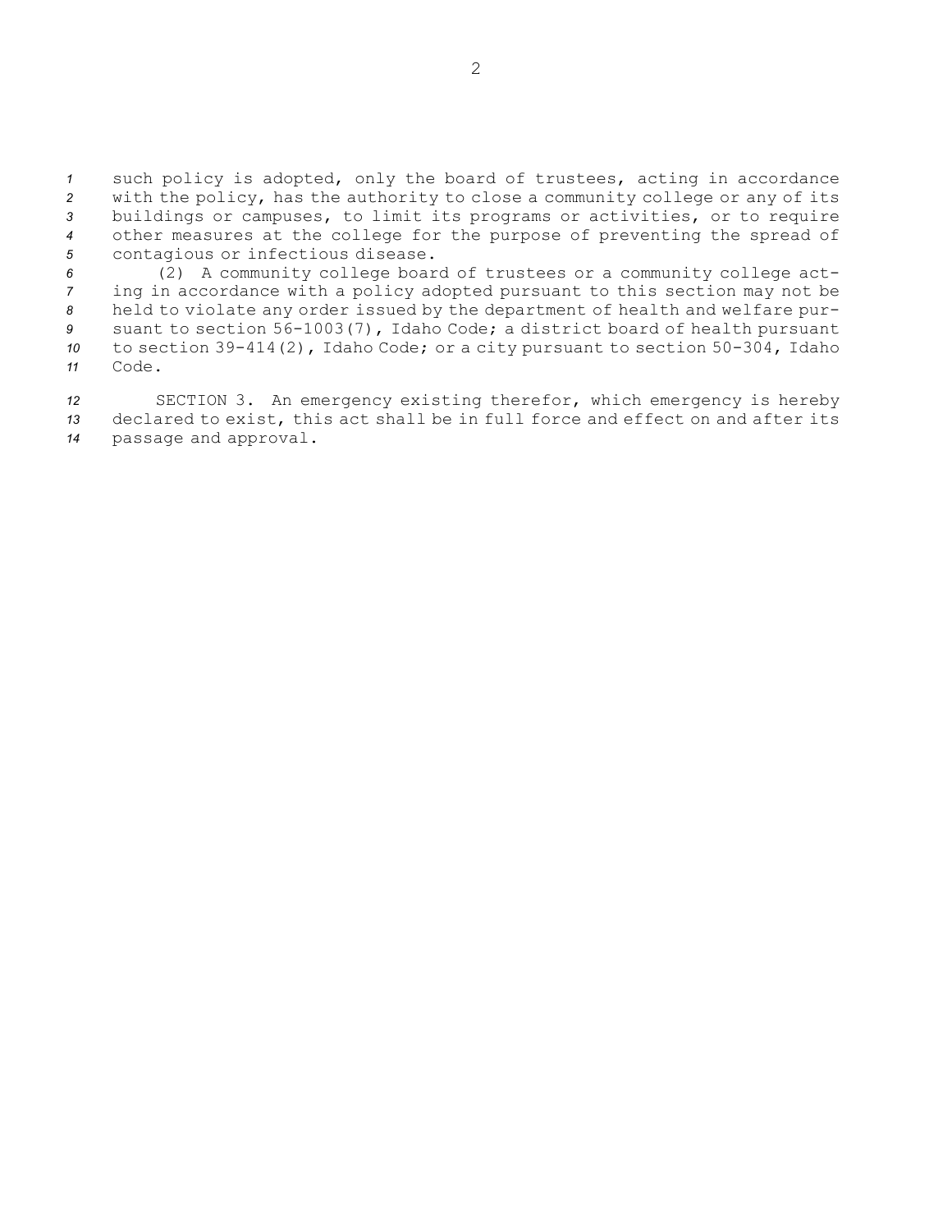such policy is adopted, only the board of trustees, acting in accordance with the policy, has the authority to close a community college or any of its buildings or campuses, to limit its programs or activities, or to require other measures at the college for the purpose of preventing the spread of contagious or infectious disease.

(2) A community college board of trustees or a community college acting in accordance with a policy adopted pursuant to this section may not be held to violate any order issued by the department of health and welfare pursuant to section 56-1003(7), Idaho Code; a district board of health pursuant to section 39-414(2), Idaho Code; or a city pursuant to section 50-304, Idaho Code.

SECTION 3. An emergency existing therefor, which emergency is hereby declared to exist, this act shall be in full force and effect on and after its passage and approval.